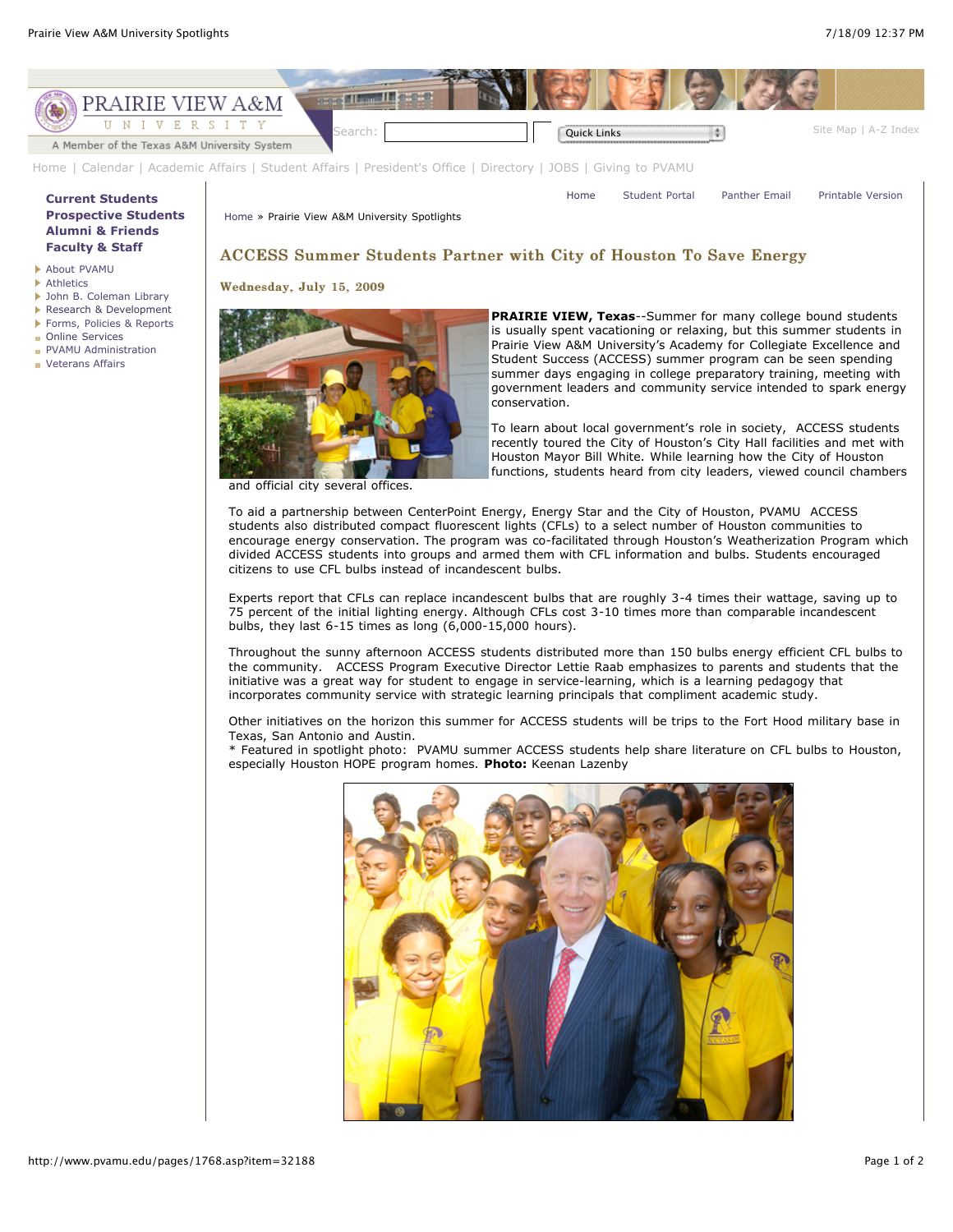Home | Calendar | Academic Affairs | Student Affairs | President's Office | Directory | JOBS | Giving to PVAMU

**Current Students**
**Prospective Students**
**Alumni & Friends**
**Faculty & Staff**

- About PVAMU
- Athletics
- John B. Coleman Library
- Research & Development
- Forms, Policies & Reports
- Online Services
- PVAMU Administration
- Veterans Affairs

Home | Student Portal | Panther Email | Printable Version

Home » Prairie View A&M University Spotlights

## ACCESS Summer Students Partner with City of Houston To Save Energy

**Wednesday, July 15, 2009**

**PRAIRIE VIEW, Texas**--Summer for many college bound students is usually spent vacationing or relaxing, but this summer students in Prairie View A&M University's Academy for Collegiate Excellence and Student Success (ACCESS) summer program can be seen spending summer days engaging in college preparatory training, meeting with government leaders and community service intended to spark energy conservation.

To learn about local government's role in society, ACCESS students recently toured the City of Houston's City Hall facilities and met with Houston Mayor Bill White. While learning how the City of Houston functions, students heard from city leaders, viewed council chambers and official city several offices.

To aid a partnership between CenterPoint Energy, Energy Star and the City of Houston, PVAMU ACCESS students also distributed compact fluorescent lights (CFLs) to a select number of Houston communities to encourage energy conservation. The program was co-facilitated through Houston's Weatherization Program which divided ACCESS students into groups and armed them with CFL information and bulbs. Students encouraged citizens to use CFL bulbs instead of incandescent bulbs.

Experts report that CFLs can replace incandescent bulbs that are roughly 3-4 times their wattage, saving up to 75 percent of the initial lighting energy. Although CFLs cost 3-10 times more than comparable incandescent bulbs, they last 6-15 times as long (6,000-15,000 hours).

Throughout the sunny afternoon ACCESS students distributed more than 150 bulbs energy efficient CFL bulbs to the community. ACCESS Program Executive Director Lettie Raab emphasizes to parents and students that the initiative was a great way for student to engage in service-learning, which is a learning pedagogy that incorporates community service with strategic learning principals that compliment academic study.

Other initiatives on the horizon this summer for ACCESS students will be trips to the Fort Hood military base in Texas, San Antonio and Austin.
* Featured in spotlight photo: PVAMU summer ACCESS students help share literature on CFL bulbs to Houston, especially Houston HOPE program homes. **Photo:** Keenan Lazenby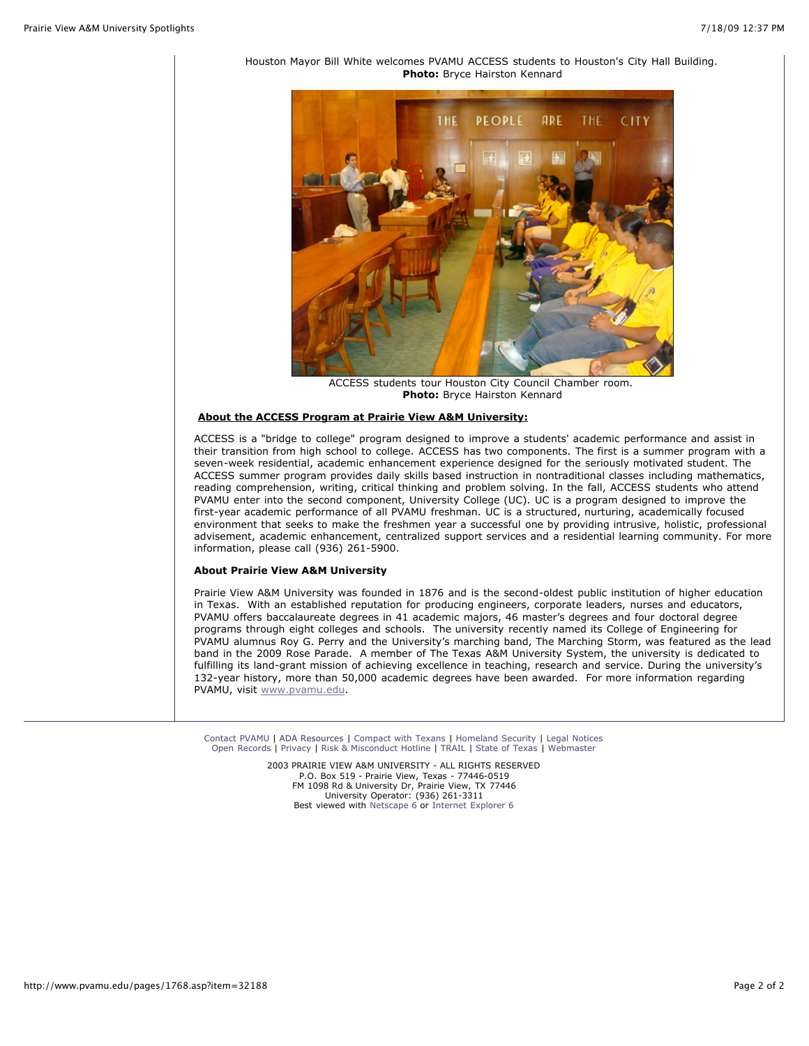Houston Mayor Bill White welcomes PVAMU ACCESS students to Houston's City Hall Building.
**Photo:** Bryce Hairston Kennard

ACCESS students tour Houston City Council Chamber room.
**Photo:** Bryce Hairston Kennard

**About the ACCESS Program at Prairie View A&M University:**

ACCESS is a "bridge to college" program designed to improve a students' academic performance and assist in their transition from high school to college. ACCESS has two components. The first is a summer program with a seven-week residential, academic enhancement experience designed for the seriously motivated student. The ACCESS summer program provides daily skills based instruction in nontraditional classes including mathematics, reading comprehension, writing, critical thinking and problem solving. In the fall, ACCESS students who attend PVAMU enter into the second component, University College (UC). UC is a program designed to improve the first-year academic performance of all PVAMU freshman. UC is a structured, nurturing, academically focused environment that seeks to make the freshmen year a successful one by providing intrusive, holistic, professional advisement, academic enhancement, centralized support services and a residential learning community. For more information, please call (936) 261-5900.

**About Prairie View A&M University**

Prairie View A&M University was founded in 1876 and is the second-oldest public institution of higher education in Texas. With an established reputation for producing engineers, corporate leaders, nurses and educators, PVAMU offers baccalaureate degrees in 41 academic majors, 46 master's degrees and four doctoral degree programs through eight colleges and schools. The university recently named its College of Engineering for PVAMU alumnus Roy G. Perry and the University's marching band, The Marching Storm, was featured as the lead band in the 2009 Rose Parade. A member of The Texas A&M University System, the university is dedicated to fulfilling its land-grant mission of achieving excellence in teaching, research and service. During the university's 132-year history, more than 50,000 academic degrees have been awarded. For more information regarding PVAMU, visit www.pvamu.edu.

Contact PVAMU | ADA Resources | Compact with Texans | Homeland Security | Legal Notices
Open Records | Privacy | Risk & Misconduct Hotline | TRAIL | State of Texas | Webmaster

2003 PRAIRIE VIEW A&M UNIVERSITY - ALL RIGHTS RESERVED
P.O. Box 519 - Prairie View, Texas - 77446-0519
FM 1098 Rd & University Dr, Prairie View, TX 77446
University Operator: (936) 261-3311
Best viewed with Netscape 6 or Internet Explorer 6